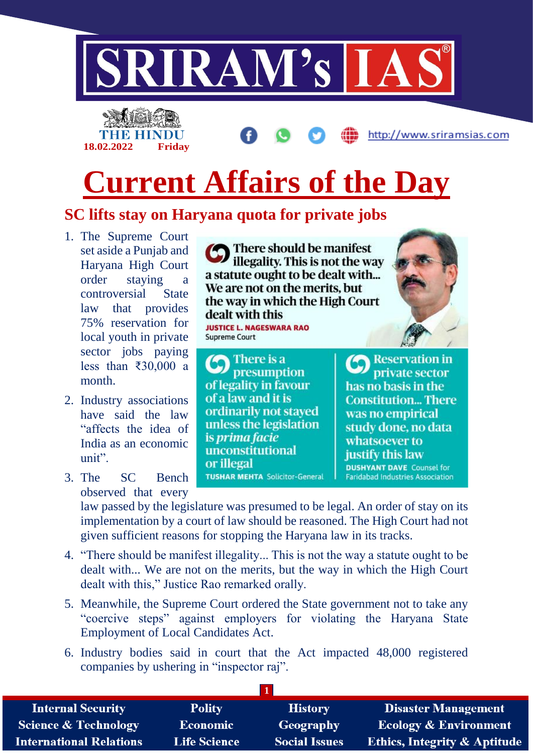# Current Affairs of the Day

THE HINDU 18.02.2022 Friday

## SC lifts stay on Haryana quota for private jobs

1. The Supreme Court set aside a Punjab and Haryana High Court order staying a controversial State law that provides 75% reservation for local youth in private sector jobs paying less than ₹30,000 a month.
2. Industry associations have said the law "affects the idea of India as an economic unit".
3. The SC Bench observed that every law passed by the legislature was presumed to be legal. An order of stay on its implementation by a court of law should be reasoned. The High Court had not given sufficient reasons for stopping the Haryana law in its tracks.
4. "There should be manifest illegality... This is not the way a statute ought to be dealt with... We are not on the merits, but the way in which the High Court dealt with this," Justice Rao remarked orally.
5. Meanwhile, the Supreme Court ordered the State government not to take any "coercive steps" against employers for violating the Haryana State Employment of Local Candidates Act.
6. Industry bodies said in court that the Act impacted 48,000 registered companies by ushering in "inspector raj".

> There should be manifest illegality. This is not the way a statute ought to be dealt with... We are not on the merits, but the way in which the High Court dealt with this
>
> **JUSTICE L. NAGESWARA RAO** Supreme Court

> There is a presumption of legality in favour of a law and it is ordinarily not stayed unless the legislation is *prima facie* unconstitutional or illegal
>
> **TUSHAR MEHTA** Solicitor-General

> Reservation in private sector has no basis in the Constitution... There was no empirical study done, no data whatsoever to justify this law
>
> **DUSHYANT DAVE** Counsel for Faridabad Industries Association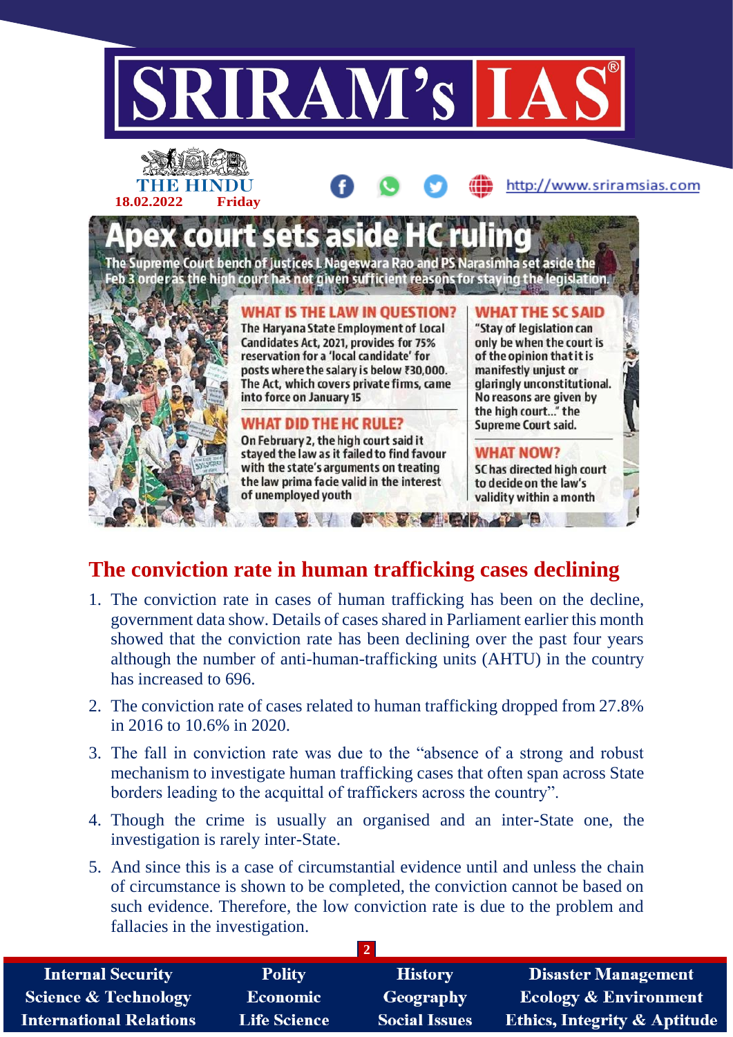# Apex court sets aside HC ruling

The Supreme Court bench of justices L Nageswara Rao and PS Narasimha set aside the Feb 3 order as the high court has not given sufficient reasons for staying the legislation.

**WHAT IS THE LAW IN QUESTION?**

The Haryana State Employment of Local Candidates Act, 2021, provides for 75% reservation for a 'local candidate' for posts where the salary is below ₹30,000. The Act, which covers private firms, came into force on January 15

**WHAT DID THE HC RULE?**

On February 2, the high court said it stayed the law as it failed to find favour with the state's arguments on treating the law prima facie valid in the interest of unemployed youth

**WHAT THE SC SAID**

"Stay of legislation can only be when the court is of the opinion that it is manifestly unjust or glaringly unconstitutional. No reasons are given by the high court..." the Supreme Court said.

**WHAT NOW?**

SC has directed high court to decide on the law's validity within a month

## The conviction rate in human trafficking cases declining

1. The conviction rate in cases of human trafficking has been on the decline, government data show. Details of cases shared in Parliament earlier this month showed that the conviction rate has been declining over the past four years although the number of anti-human-trafficking units (AHTU) in the country has increased to 696.
2. The conviction rate of cases related to human trafficking dropped from 27.8% in 2016 to 10.6% in 2020.
3. The fall in conviction rate was due to the "absence of a strong and robust mechanism to investigate human trafficking cases that often span across State borders leading to the acquittal of traffickers across the country".
4. Though the crime is usually an organised and an inter-State one, the investigation is rarely inter-State.
5. And since this is a case of circumstantial evidence until and unless the chain of circumstance is shown to be completed, the conviction cannot be based on such evidence. Therefore, the low conviction rate is due to the problem and fallacies in the investigation.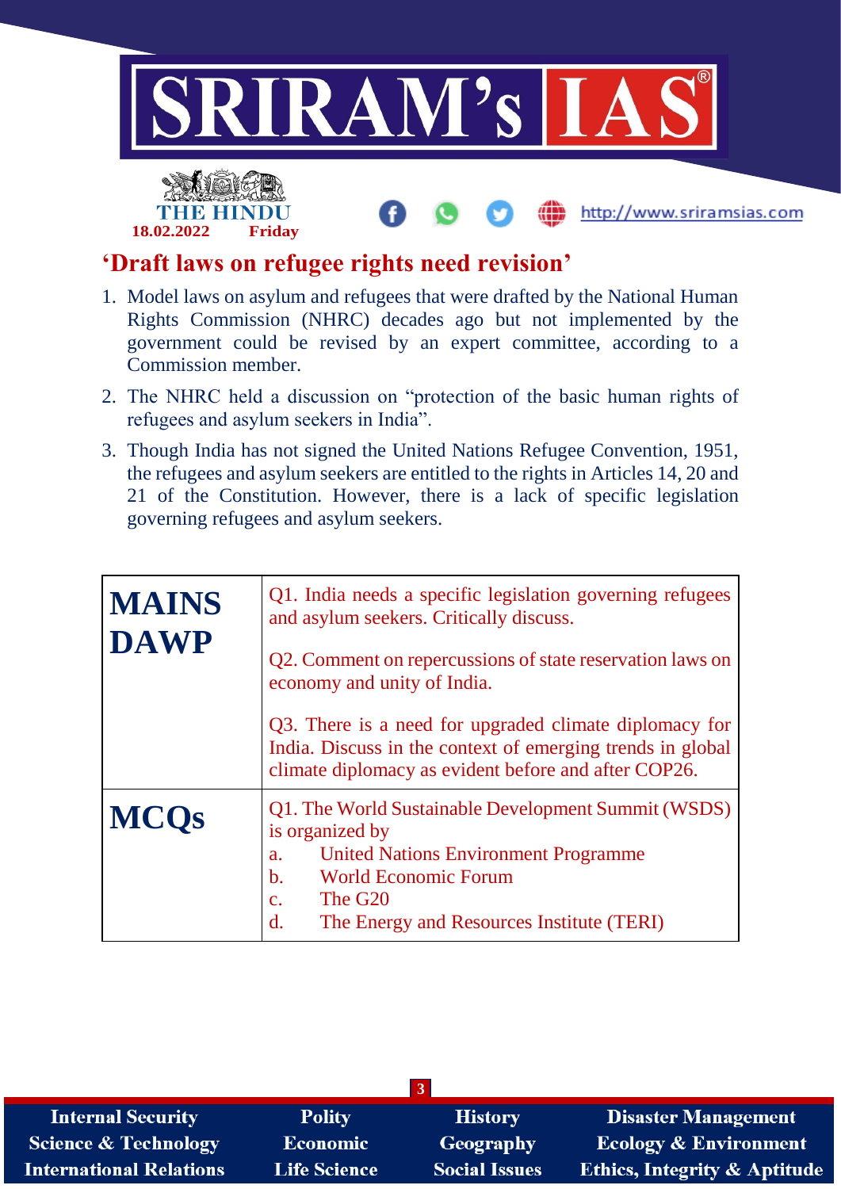## ‘Draft laws on refugee rights need revision’

1. Model laws on asylum and refugees that were drafted by the National Human Rights Commission (NHRC) decades ago but not implemented by the government could be revised by an expert committee, according to a Commission member.
2. The NHRC held a discussion on “protection of the basic human rights of refugees and asylum seekers in India”.
3. Though India has not signed the United Nations Refugee Convention, 1951, the refugees and asylum seekers are entitled to the rights in Articles 14, 20 and 21 of the Constitution. However, there is a lack of specific legislation governing refugees and asylum seekers.

| | |
|---|---|
| **MAINS DAWP** | Q1. India needs a specific legislation governing refugees and asylum seekers. Critically discuss.<br><br>Q2. Comment on repercussions of state reservation laws on economy and unity of India.<br><br>Q3. There is a need for upgraded climate diplomacy for India. Discuss in the context of emerging trends in global climate diplomacy as evident before and after COP26. |
| **MCQs** | Q1. The World Sustainable Development Summit (WSDS) is organized by<br>a. United Nations Environment Programme<br>b. World Economic Forum<br>c. The G20<br>d. The Energy and Resources Institute (TERI) |